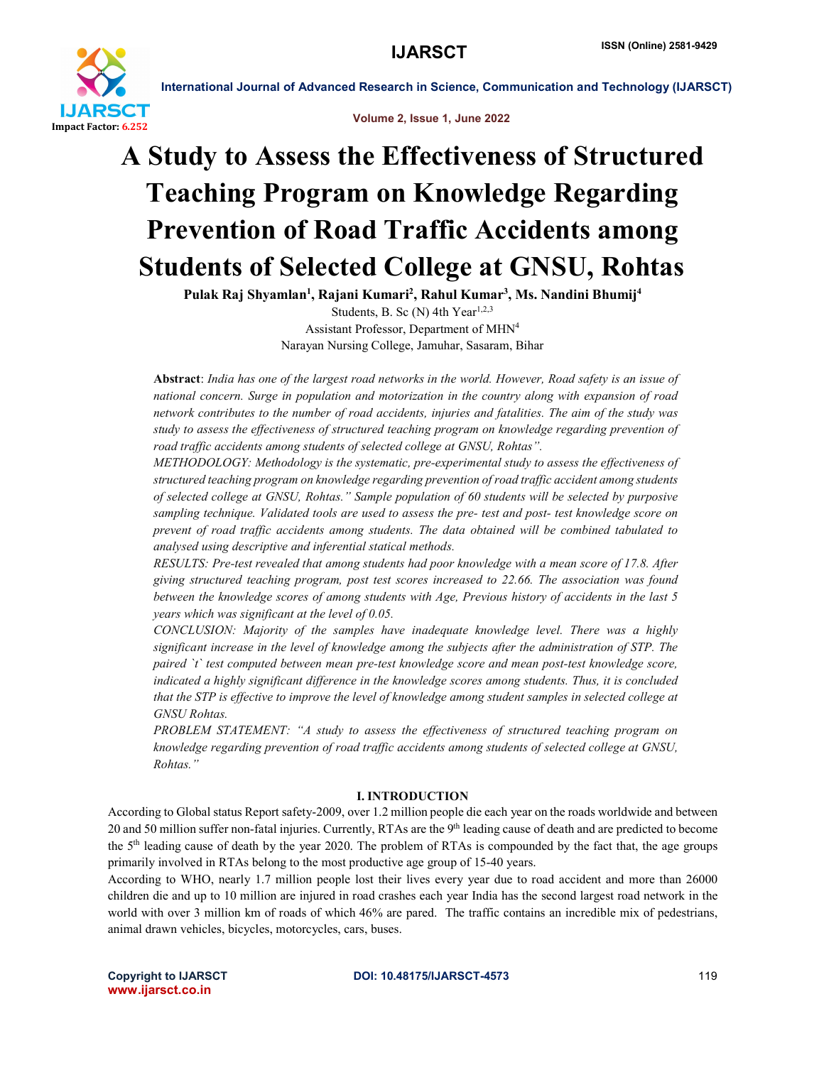# A Study to Assess the Effectiveness of Structured Teaching Program on Knowledge Regarding Prevention of Road Traffic Accidents among Students of Selected College at GNSU, Rohtas

**Pulak Raj Shyamlan[1], Rajani Kumari[2], Rahul Kumar[3], Ms. Nandini Bhumij[4]**

Students, B. Sc (N) 4th Year[1,2,3]

Assistant Professor, Department of MHN[4]

Narayan Nursing College, Jamuhar, Sasaram, Bihar

**Abstract**: *India has one of the largest road networks in the world. However, Road safety is an issue of national concern. Surge in population and motorization in the country along with expansion of road network contributes to the number of road accidents, injuries and fatalities. The aim of the study was study to assess the effectiveness of structured teaching program on knowledge regarding prevention of road traffic accidents among students of selected college at GNSU, Rohtas".*

*METHODOLOGY: Methodology is the systematic, pre-experimental study to assess the effectiveness of structured teaching program on knowledge regarding prevention of road traffic accident among students of selected college at GNSU, Rohtas." Sample population of 60 students will be selected by purposive sampling technique. Validated tools are used to assess the pre- test and post- test knowledge score on prevent of road traffic accidents among students. The data obtained will be combined tabulated to analysed using descriptive and inferential statical methods.*

*RESULTS: Pre-test revealed that among students had poor knowledge with a mean score of 17.8. After giving structured teaching program, post test scores increased to 22.66. The association was found between the knowledge scores of among students with Age, Previous history of accidents in the last 5 years which was significant at the level of 0.05.*

*CONCLUSION: Majority of the samples have inadequate knowledge level. There was a highly significant increase in the level of knowledge among the subjects after the administration of STP. The paired `t` test computed between mean pre-test knowledge score and mean post-test knowledge score, indicated a highly significant difference in the knowledge scores among students. Thus, it is concluded that the STP is effective to improve the level of knowledge among student samples in selected college at GNSU Rohtas.*

*PROBLEM STATEMENT: "A study to assess the effectiveness of structured teaching program on knowledge regarding prevention of road traffic accidents among students of selected college at GNSU, Rohtas."*

## I. INTRODUCTION

According to Global status Report safety-2009, over 1.2 million people die each year on the roads worldwide and between 20 and 50 million suffer non-fatal injuries. Currently, RTAs are the 9th leading cause of death and are predicted to become the 5th leading cause of death by the year 2020. The problem of RTAs is compounded by the fact that, the age groups primarily involved in RTAs belong to the most productive age group of 15-40 years.

According to WHO, nearly 1.7 million people lost their lives every year due to road accident and more than 26000 children die and up to 10 million are injured in road crashes each year India has the second largest road network in the world with over 3 million km of roads of which 46% are pared. The traffic contains an incredible mix of pedestrians, animal drawn vehicles, bicycles, motorcycles, cars, buses.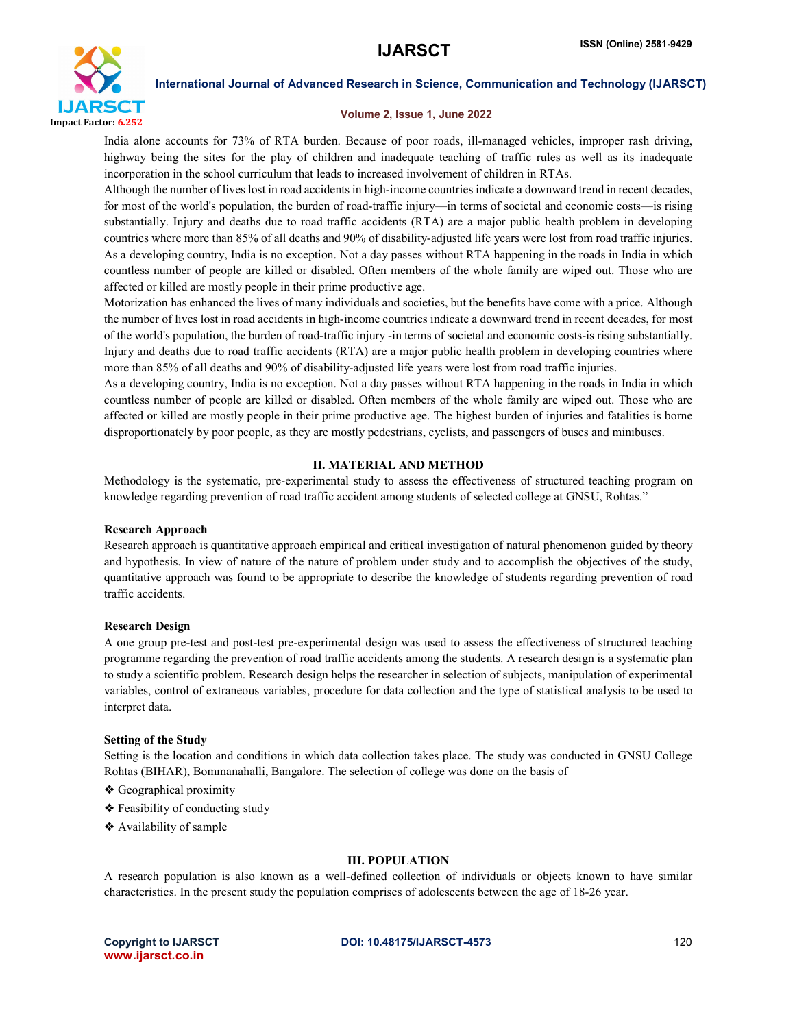India alone accounts for 73% of RTA burden. Because of poor roads, ill-managed vehicles, improper rash driving, highway being the sites for the play of children and inadequate teaching of traffic rules as well as its inadequate incorporation in the school curriculum that leads to increased involvement of children in RTAs.

Although the number of lives lost in road accidents in high-income countries indicate a downward trend in recent decades, for most of the world's population, the burden of road-traffic injury—in terms of societal and economic costs—is rising substantially. Injury and deaths due to road traffic accidents (RTA) are a major public health problem in developing countries where more than 85% of all deaths and 90% of disability-adjusted life years were lost from road traffic injuries. As a developing country, India is no exception. Not a day passes without RTA happening in the roads in India in which countless number of people are killed or disabled. Often members of the whole family are wiped out. Those who are affected or killed are mostly people in their prime productive age.

Motorization has enhanced the lives of many individuals and societies, but the benefits have come with a price. Although the number of lives lost in road accidents in high-income countries indicate a downward trend in recent decades, for most of the world's population, the burden of road-traffic injury -in terms of societal and economic costs-is rising substantially. Injury and deaths due to road traffic accidents (RTA) are a major public health problem in developing countries where more than 85% of all deaths and 90% of disability-adjusted life years were lost from road traffic injuries.

As a developing country, India is no exception. Not a day passes without RTA happening in the roads in India in which countless number of people are killed or disabled. Often members of the whole family are wiped out. Those who are affected or killed are mostly people in their prime productive age. The highest burden of injuries and fatalities is borne disproportionately by poor people, as they are mostly pedestrians, cyclists, and passengers of buses and minibuses.

## II. MATERIAL AND METHOD

Methodology is the systematic, pre-experimental study to assess the effectiveness of structured teaching program on knowledge regarding prevention of road traffic accident among students of selected college at GNSU, Rohtas."

### Research Approach

Research approach is quantitative approach empirical and critical investigation of natural phenomenon guided by theory and hypothesis. In view of nature of the nature of problem under study and to accomplish the objectives of the study, quantitative approach was found to be appropriate to describe the knowledge of students regarding prevention of road traffic accidents.

### Research Design

A one group pre-test and post-test pre-experimental design was used to assess the effectiveness of structured teaching programme regarding the prevention of road traffic accidents among the students. A research design is a systematic plan to study a scientific problem. Research design helps the researcher in selection of subjects, manipulation of experimental variables, control of extraneous variables, procedure for data collection and the type of statistical analysis to be used to interpret data.

### Setting of the Study

Setting is the location and conditions in which data collection takes place. The study was conducted in GNSU College Rohtas (BIHAR), Bommanahalli, Bangalore. The selection of college was done on the basis of

- Geographical proximity
- Feasibility of conducting study
- Availability of sample

## III. POPULATION

A research population is also known as a well-defined collection of individuals or objects known to have similar characteristics. In the present study the population comprises of adolescents between the age of 18-26 year.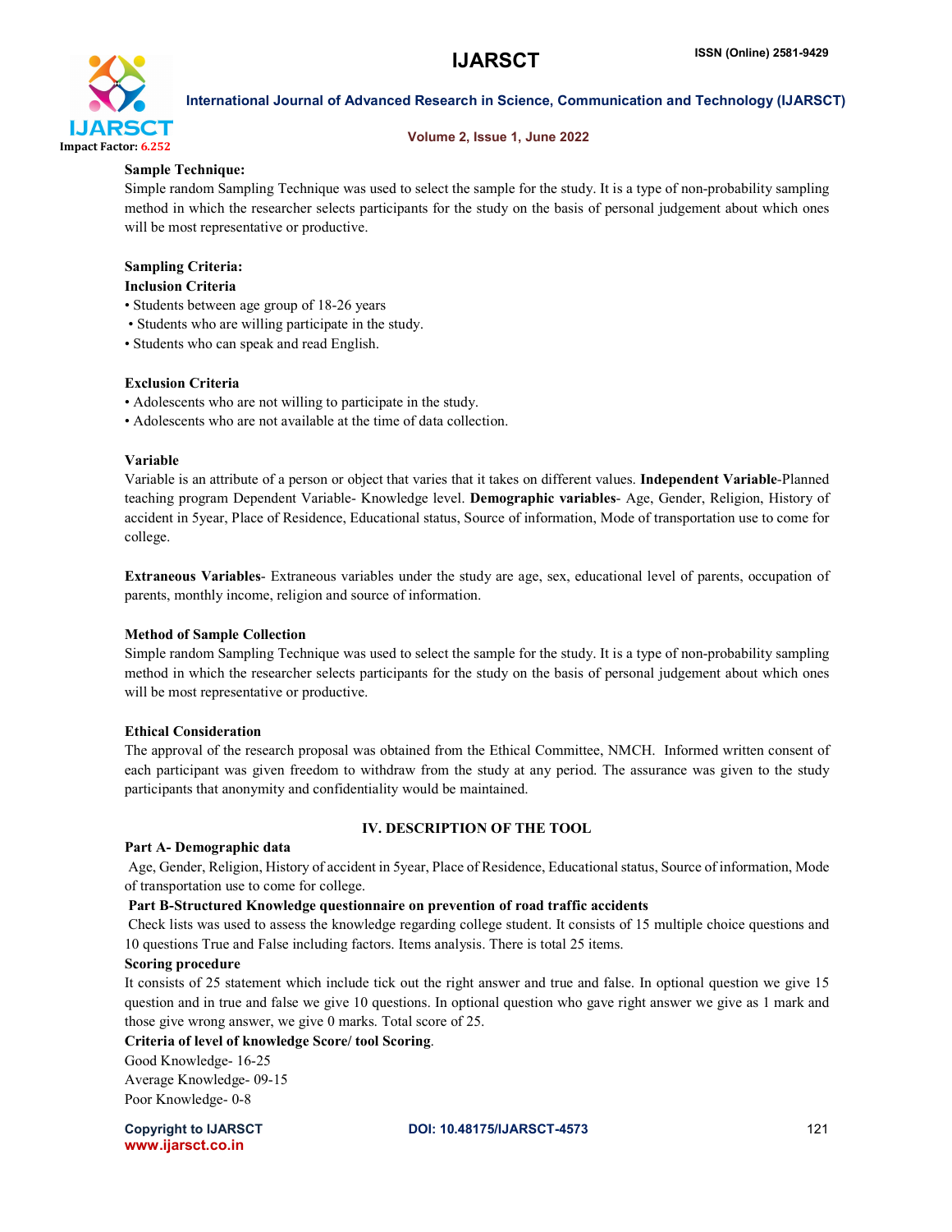**Sample Technique:**

Simple random Sampling Technique was used to select the sample for the study. It is a type of non-probability sampling method in which the researcher selects participants for the study on the basis of personal judgement about which ones will be most representative or productive.

**Sampling Criteria:**

**Inclusion Criteria**

- Students between age group of 18-26 years
- Students who are willing participate in the study.
- Students who can speak and read English.

**Exclusion Criteria**

- Adolescents who are not willing to participate in the study.
- Adolescents who are not available at the time of data collection.

**Variable**

Variable is an attribute of a person or object that varies that it takes on different values. **Independent Variable**-Planned teaching program Dependent Variable- Knowledge level. **Demographic variables**- Age, Gender, Religion, History of accident in 5year, Place of Residence, Educational status, Source of information, Mode of transportation use to come for college.

**Extraneous Variables**- Extraneous variables under the study are age, sex, educational level of parents, occupation of parents, monthly income, religion and source of information.

**Method of Sample Collection**

Simple random Sampling Technique was used to select the sample for the study. It is a type of non-probability sampling method in which the researcher selects participants for the study on the basis of personal judgement about which ones will be most representative or productive.

**Ethical Consideration**

The approval of the research proposal was obtained from the Ethical Committee, NMCH. Informed written consent of each participant was given freedom to withdraw from the study at any period. The assurance was given to the study participants that anonymity and confidentiality would be maintained.

## IV. DESCRIPTION OF THE TOOL

**Part A- Demographic data**

Age, Gender, Religion, History of accident in 5year, Place of Residence, Educational status, Source of information, Mode of transportation use to come for college.

**Part B-Structured Knowledge questionnaire on prevention of road traffic accidents**

Check lists was used to assess the knowledge regarding college student. It consists of 15 multiple choice questions and 10 questions True and False including factors. Items analysis. There is total 25 items.

**Scoring procedure**

It consists of 25 statement which include tick out the right answer and true and false. In optional question we give 15 question and in true and false we give 10 questions. In optional question who gave right answer we give as 1 mark and those give wrong answer, we give 0 marks. Total score of 25.

**Criteria of level of knowledge Score/ tool Scoring**.

Good Knowledge- 16-25

Average Knowledge- 09-15

Poor Knowledge- 0-8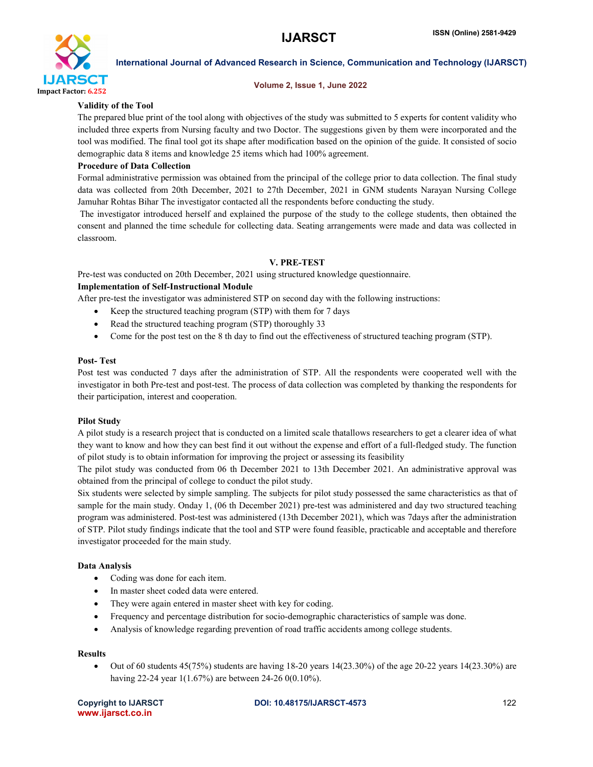### Validity of the Tool

The prepared blue print of the tool along with objectives of the study was submitted to 5 experts for content validity who included three experts from Nursing faculty and two Doctor. The suggestions given by them were incorporated and the tool was modified. The final tool got its shape after modification based on the opinion of the guide. It consisted of socio demographic data 8 items and knowledge 25 items which had 100% agreement.

### Procedure of Data Collection

Formal administrative permission was obtained from the principal of the college prior to data collection. The final study data was collected from 20th December, 2021 to 27th December, 2021 in GNM students Narayan Nursing College Jamuhar Rohtas Bihar The investigator contacted all the respondents before conducting the study.

The investigator introduced herself and explained the purpose of the study to the college students, then obtained the consent and planned the time schedule for collecting data. Seating arrangements were made and data was collected in classroom.

## V. PRE-TEST

Pre-test was conducted on 20th December, 2021 using structured knowledge questionnaire.

### Implementation of Self-Instructional Module

After pre-test the investigator was administered STP on second day with the following instructions:

- Keep the structured teaching program (STP) with them for 7 days
- Read the structured teaching program (STP) thoroughly 33
- Come for the post test on the 8 th day to find out the effectiveness of structured teaching program (STP).

### Post- Test

Post test was conducted 7 days after the administration of STP. All the respondents were cooperated well with the investigator in both Pre-test and post-test. The process of data collection was completed by thanking the respondents for their participation, interest and cooperation.

### Pilot Study

A pilot study is a research project that is conducted on a limited scale thatallows researchers to get a clearer idea of what they want to know and how they can best find it out without the expense and effort of a full-fledged study. The function of pilot study is to obtain information for improving the project or assessing its feasibility

The pilot study was conducted from 06 th December 2021 to 13th December 2021. An administrative approval was obtained from the principal of college to conduct the pilot study.

Six students were selected by simple sampling. The subjects for pilot study possessed the same characteristics as that of sample for the main study. Onday 1, (06 th December 2021) pre-test was administered and day two structured teaching program was administered. Post-test was administered (13th December 2021), which was 7days after the administration of STP. Pilot study findings indicate that the tool and STP were found feasible, practicable and acceptable and therefore investigator proceeded for the main study.

### Data Analysis

- Coding was done for each item.
- In master sheet coded data were entered.
- They were again entered in master sheet with key for coding.
- Frequency and percentage distribution for socio-demographic characteristics of sample was done.
- Analysis of knowledge regarding prevention of road traffic accidents among college students.

### Results

- Out of 60 students 45(75%) students are having 18-20 years 14(23.30%) of the age 20-22 years 14(23.30%) are having 22-24 year 1(1.67%) are between 24-26 0(0.10%).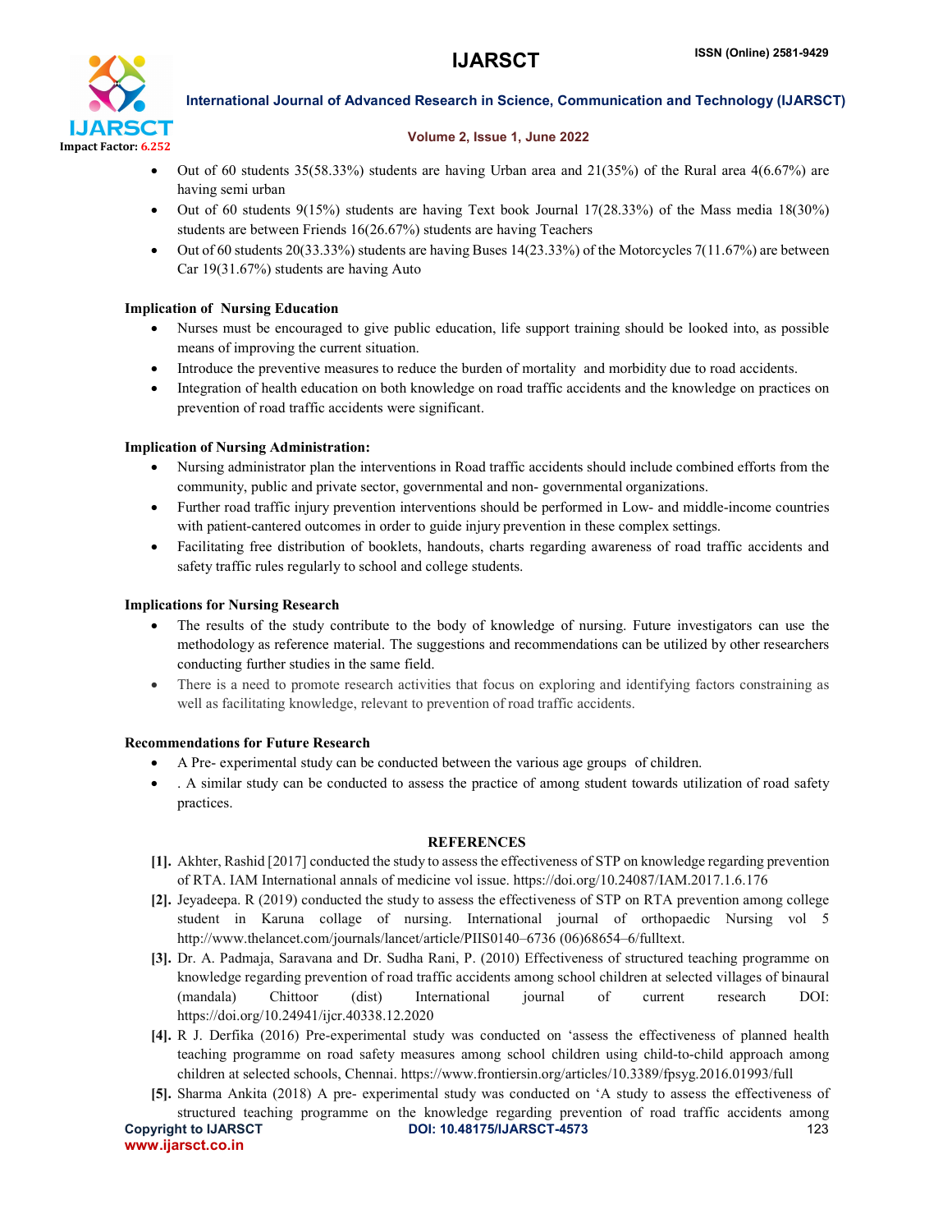- Out of 60 students 35(58.33%) students are having Urban area and 21(35%) of the Rural area 4(6.67%) are having semi urban
- Out of 60 students 9(15%) students are having Text book Journal 17(28.33%) of the Mass media 18(30%) students are between Friends 16(26.67%) students are having Teachers
- Out of 60 students 20(33.33%) students are having Buses 14(23.33%) of the Motorcycles 7(11.67%) are between Car 19(31.67%) students are having Auto

### Implication of Nursing Education

- Nurses must be encouraged to give public education, life support training should be looked into, as possible means of improving the current situation.
- Introduce the preventive measures to reduce the burden of mortality and morbidity due to road accidents.
- Integration of health education on both knowledge on road traffic accidents and the knowledge on practices on prevention of road traffic accidents were significant.

### Implication of Nursing Administration:

- Nursing administrator plan the interventions in Road traffic accidents should include combined efforts from the community, public and private sector, governmental and non- governmental organizations.
- Further road traffic injury prevention interventions should be performed in Low- and middle-income countries with patient-cantered outcomes in order to guide injury prevention in these complex settings.
- Facilitating free distribution of booklets, handouts, charts regarding awareness of road traffic accidents and safety traffic rules regularly to school and college students.

### Implications for Nursing Research

- The results of the study contribute to the body of knowledge of nursing. Future investigators can use the methodology as reference material. The suggestions and recommendations can be utilized by other researchers conducting further studies in the same field.
- There is a need to promote research activities that focus on exploring and identifying factors constraining as well as facilitating knowledge, relevant to prevention of road traffic accidents.

### Recommendations for Future Research

- A Pre- experimental study can be conducted between the various age groups of children.
- . A similar study can be conducted to assess the practice of among student towards utilization of road safety practices.

## REFERENCES

[1]. Akhter, Rashid [2017] conducted the study to assess the effectiveness of STP on knowledge regarding prevention of RTA. IAM International annals of medicine vol issue. https://doi.org/10.24087/IAM.2017.1.6.176

[2]. Jeyadeepa. R (2019) conducted the study to assess the effectiveness of STP on RTA prevention among college student in Karuna collage of nursing. International journal of orthopaedic Nursing vol 5 http://www.thelancet.com/journals/lancet/article/PIIS0140–6736 (06)68654–6/fulltext.

[3]. Dr. A. Padmaja, Saravana and Dr. Sudha Rani, P. (2010) Effectiveness of structured teaching programme on knowledge regarding prevention of road traffic accidents among school children at selected villages of binaural (mandala) Chittoor (dist) International journal of current research DOI: https://doi.org/10.24941/ijcr.40338.12.2020

[4]. R J. Derfika (2016) Pre-experimental study was conducted on 'assess the effectiveness of planned health teaching programme on road safety measures among school children using child-to-child approach among children at selected schools, Chennai. https://www.frontiersin.org/articles/10.3389/fpsyg.2016.01993/full

[5]. Sharma Ankita (2018) A pre- experimental study was conducted on 'A study to assess the effectiveness of structured teaching programme on the knowledge regarding prevention of road traffic accidents among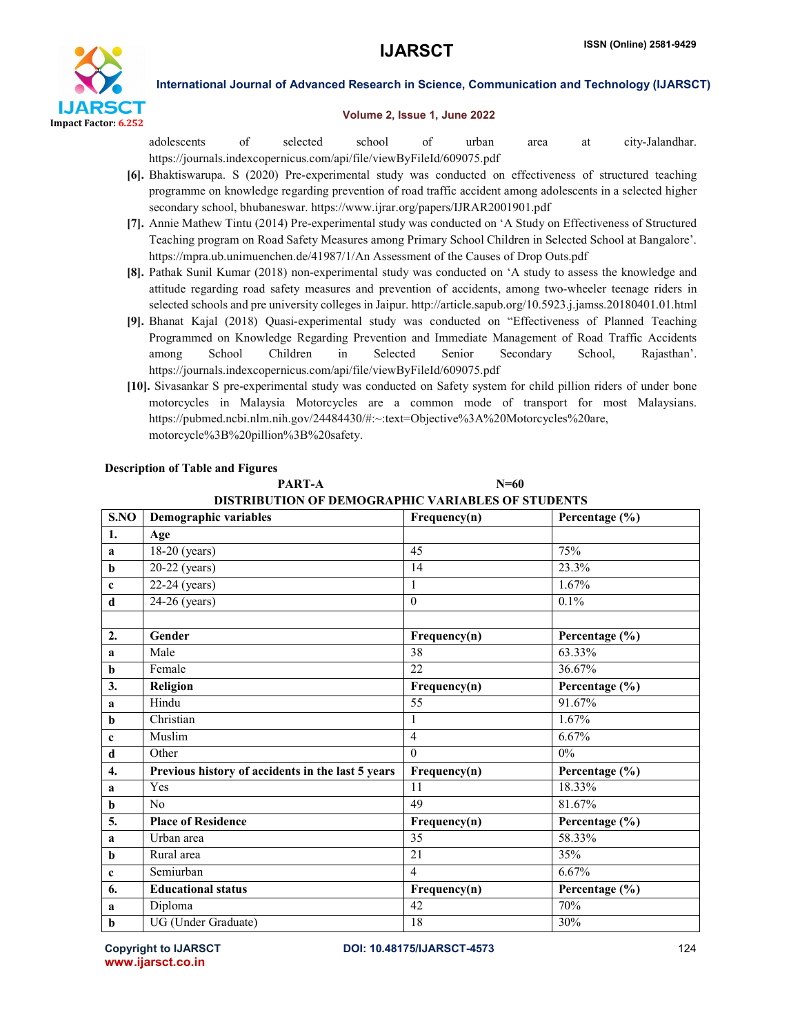adolescents of selected school of urban area at city-Jalandhar. https://journals.indexcopernicus.com/api/file/viewByFileId/609075.pdf

[6]. Bhaktiswarupa. S (2020) Pre-experimental study was conducted on effectiveness of structured teaching programme on knowledge regarding prevention of road traffic accident among adolescents in a selected higher secondary school, bhubaneswar. https://www.ijrar.org/papers/IJRAR2001901.pdf

[7]. Annie Mathew Tintu (2014) Pre-experimental study was conducted on 'A Study on Effectiveness of Structured Teaching program on Road Safety Measures among Primary School Children in Selected School at Bangalore'. https://mpra.ub.unimuenchen.de/41987/1/An Assessment of the Causes of Drop Outs.pdf

[8]. Pathak Sunil Kumar (2018) non-experimental study was conducted on 'A study to assess the knowledge and attitude regarding road safety measures and prevention of accidents, among two-wheeler teenage riders in selected schools and pre university colleges in Jaipur. http://article.sapub.org/10.5923.j.jamss.20180401.01.html

[9]. Bhanat Kajal (2018) Quasi-experimental study was conducted on "Effectiveness of Planned Teaching Programmed on Knowledge Regarding Prevention and Immediate Management of Road Traffic Accidents among School Children in Selected Senior Secondary School, Rajasthan'. https://journals.indexcopernicus.com/api/file/viewByFileId/609075.pdf

[10]. Sivasankar S pre-experimental study was conducted on Safety system for child pillion riders of under bone motorcycles in Malaysia Motorcycles are a common mode of transport for most Malaysians. https://pubmed.ncbi.nlm.nih.gov/24484430/#:~:text=Objective%3A%20Motorcycles%20are, motorcycle%3B%20pillion%3B%20safety.

**Description of Table and Figures**

**PART-A** **N=60**

**DISTRIBUTION OF DEMOGRAPHIC VARIABLES OF STUDENTS**

| S.NO | Demographic variables | Frequency(n) | Percentage (%) |
|---|---|---|---|
| **1.** | **Age** | | |
| **a** | 18-20 (years) | 45 | 75% |
| **b** | 20-22 (years) | 14 | 23.3% |
| **c** | 22-24 (years) | 1 | 1.67% |
| **d** | 24-26 (years) | 0 | 0.1% |
| | | | |
| **2.** | **Gender** | **Frequency(n)** | **Percentage (%)** |
| **a** | Male | 38 | 63.33% |
| **b** | Female | 22 | 36.67% |
| **3.** | **Religion** | **Frequency(n)** | **Percentage (%)** |
| **a** | Hindu | 55 | 91.67% |
| **b** | Christian | 1 | 1.67% |
| **c** | Muslim | 4 | 6.67% |
| **d** | Other | 0 | 0% |
| **4.** | **Previous history of accidents in the last 5 years** | **Frequency(n)** | **Percentage (%)** |
| **a** | Yes | 11 | 18.33% |
| **b** | No | 49 | 81.67% |
| **5.** | **Place of Residence** | **Frequency(n)** | **Percentage (%)** |
| **a** | Urban area | 35 | 58.33% |
| **b** | Rural area | 21 | 35% |
| **c** | Semiurban | 4 | 6.67% |
| **6.** | **Educational status** | **Frequency(n)** | **Percentage (%)** |
| **a** | Diploma | 42 | 70% |
| **b** | UG (Under Graduate) | 18 | 30% |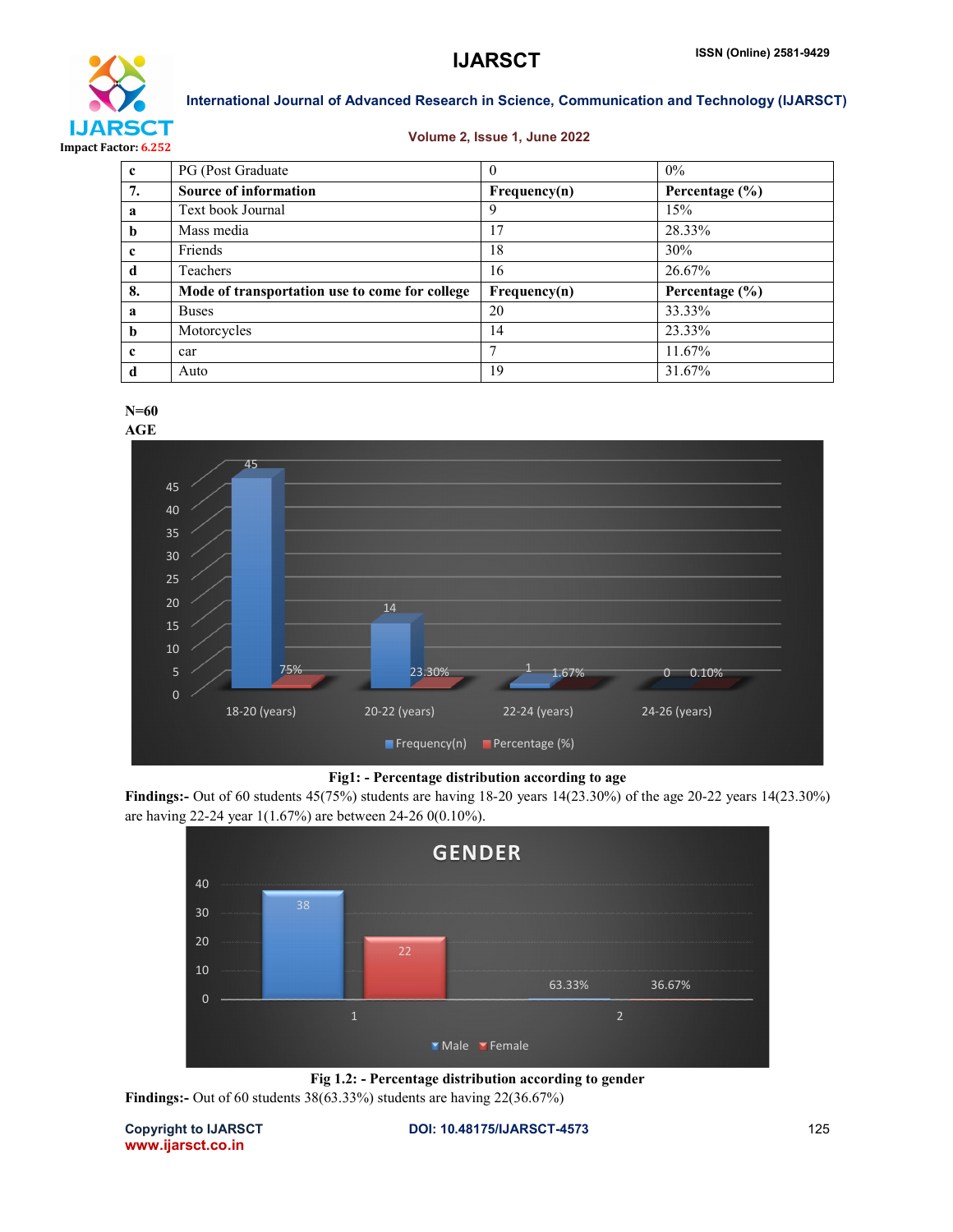| c | PG (Post Graduate | 0 | 0% |
|---|---|---|---|
| **7.** | **Source of information** | **Frequency(n)** | **Percentage (%)** |
| **a** | Text book Journal | 9 | 15% |
| **b** | Mass media | 17 | 28.33% |
| **c** | Friends | 18 | 30% |
| **d** | Teachers | 16 | 26.67% |
| **8.** | **Mode of transportation use to come for college** | **Frequency(n)** | **Percentage (%)** |
| **a** | Buses | 20 | 33.33% |
| **b** | Motorcycles | 14 | 23.33% |
| **c** | car | 7 | 11.67% |
| **d** | Auto | 19 | 31.67% |

**N=60**

**AGE**

**Fig1: - Percentage distribution according to age**

**Findings:-** Out of 60 students 45(75%) students are having 18-20 years 14(23.30%) of the age 20-22 years 14(23.30%) are having 22-24 year 1(1.67%) are between 24-26 0(0.10%).

**Fig 1.2: - Percentage distribution according to gender**

**Findings:-** Out of 60 students 38(63.33%) students are having 22(36.67%)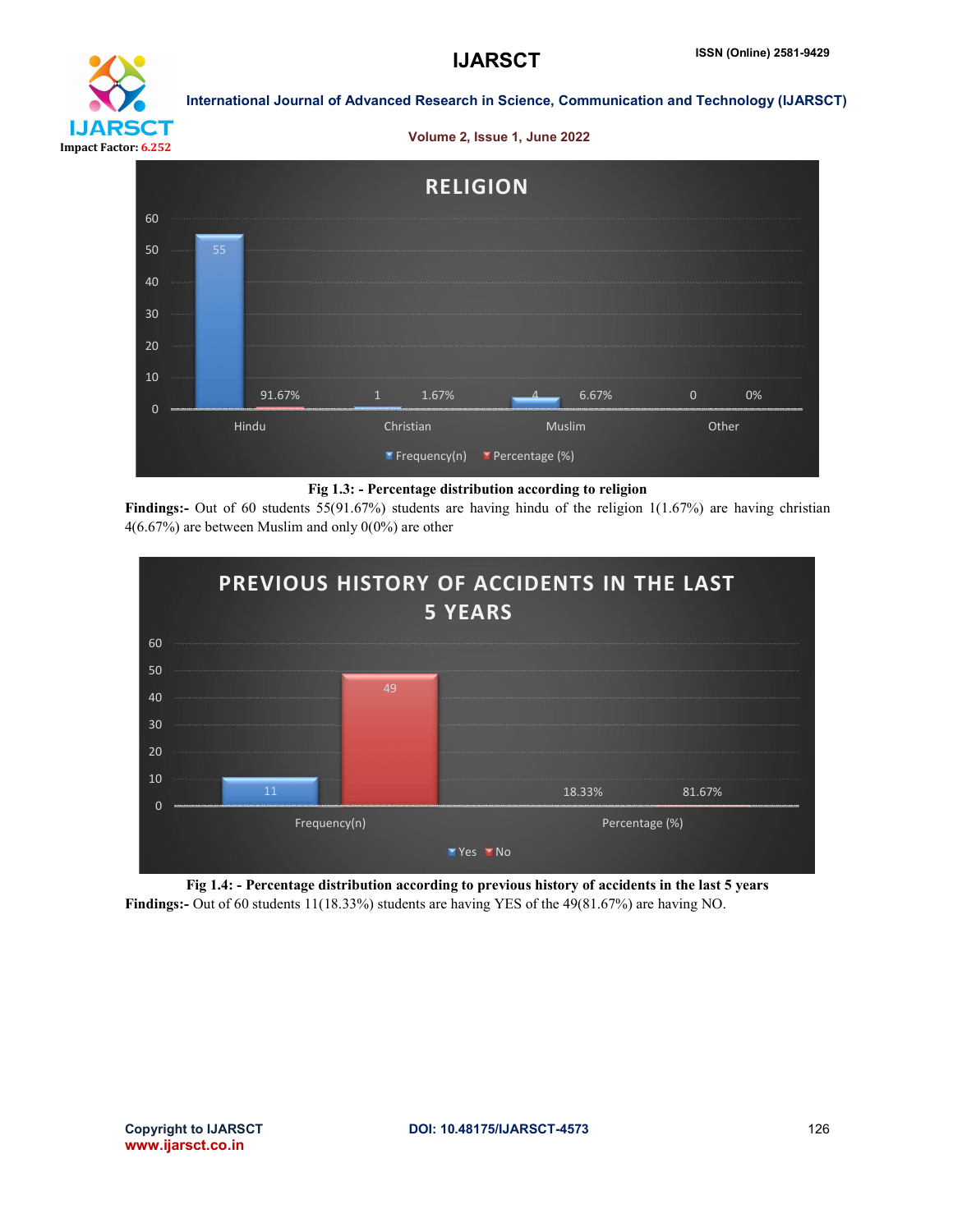**Fig 1.3: - Percentage distribution according to religion**

**Findings:-** Out of 60 students 55(91.67%) students are having hindu of the religion 1(1.67%) are having christian 4(6.67%) are between Muslim and only 0(0%) are other

**Fig 1.4: - Percentage distribution according to previous history of accidents in the last 5 years**

**Findings:-** Out of 60 students 11(18.33%) students are having YES of the 49(81.67%) are having NO.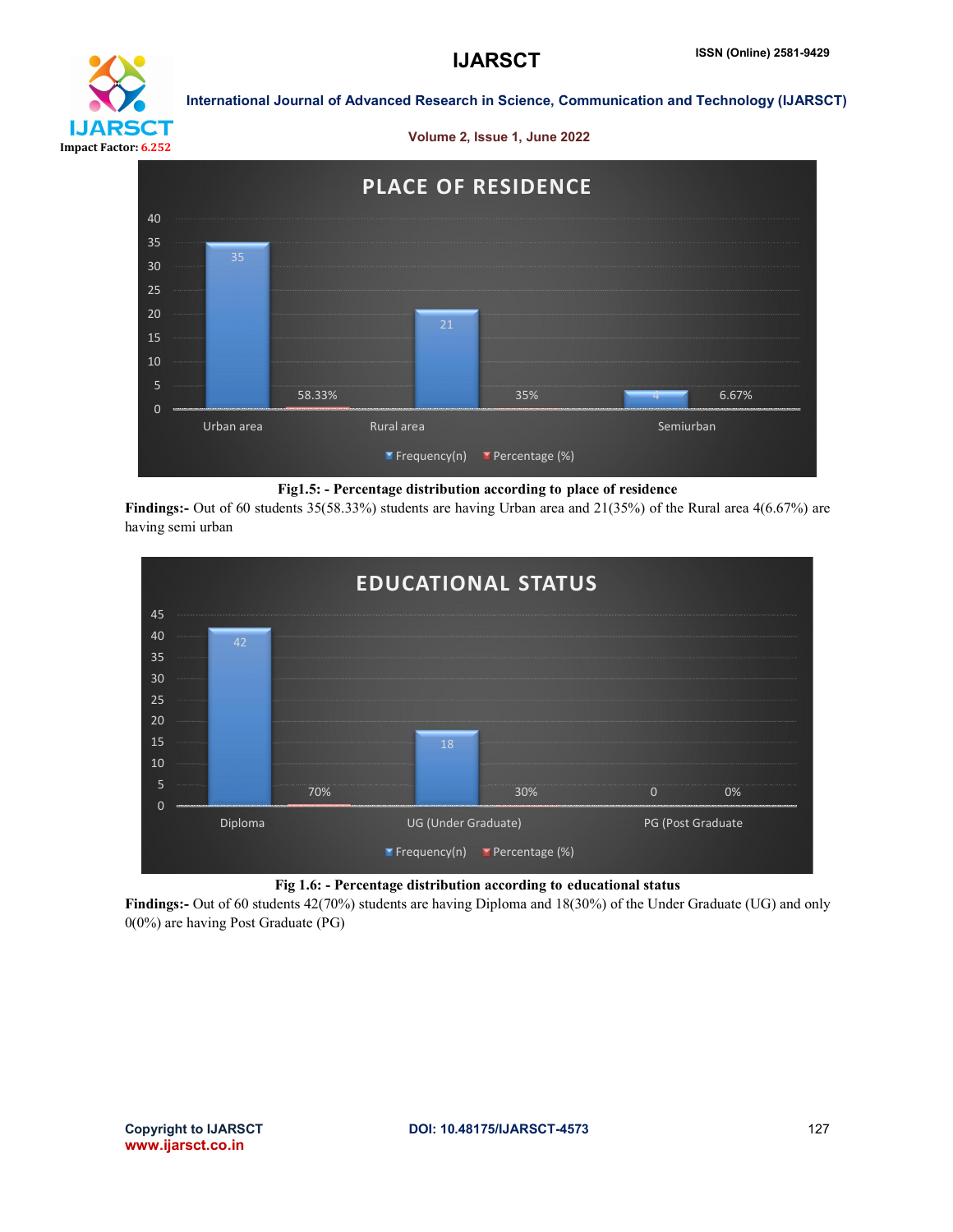**Fig1.5: - Percentage distribution according to place of residence**

**Findings:-** Out of 60 students 35(58.33%) students are having Urban area and 21(35%) of the Rural area 4(6.67%) are having semi urban

**Fig 1.6: - Percentage distribution according to educational status**

**Findings:-** Out of 60 students 42(70%) students are having Diploma and 18(30%) of the Under Graduate (UG) and only 0(0%) are having Post Graduate (PG)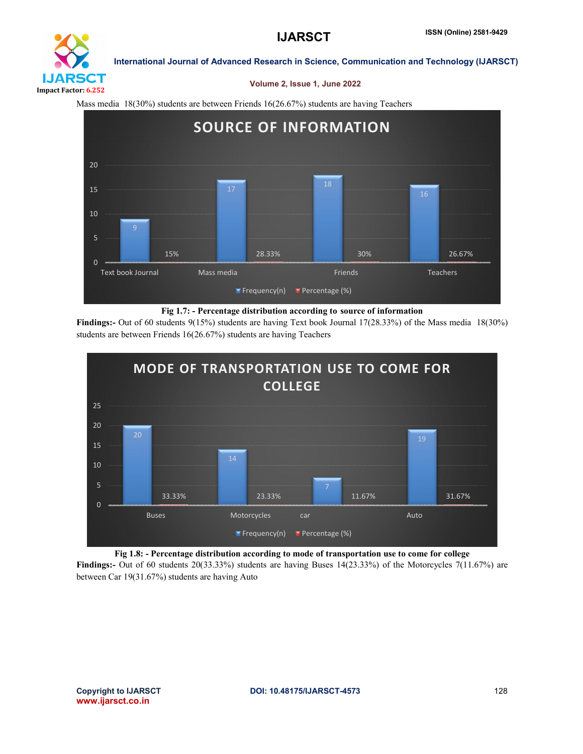Mass media 18(30%) students are between Friends 16(26.67%) students are having Teachers

**Fig 1.7: - Percentage distribution according to source of information**

**Findings:-** Out of 60 students 9(15%) students are having Text book Journal 17(28.33%) of the Mass media 18(30%) students are between Friends 16(26.67%) students are having Teachers

**Fig 1.8: - Percentage distribution according to mode of transportation use to come for college**

**Findings:-** Out of 60 students 20(33.33%) students are having Buses 14(23.33%) of the Motorcycles 7(11.67%) are between Car 19(31.67%) students are having Auto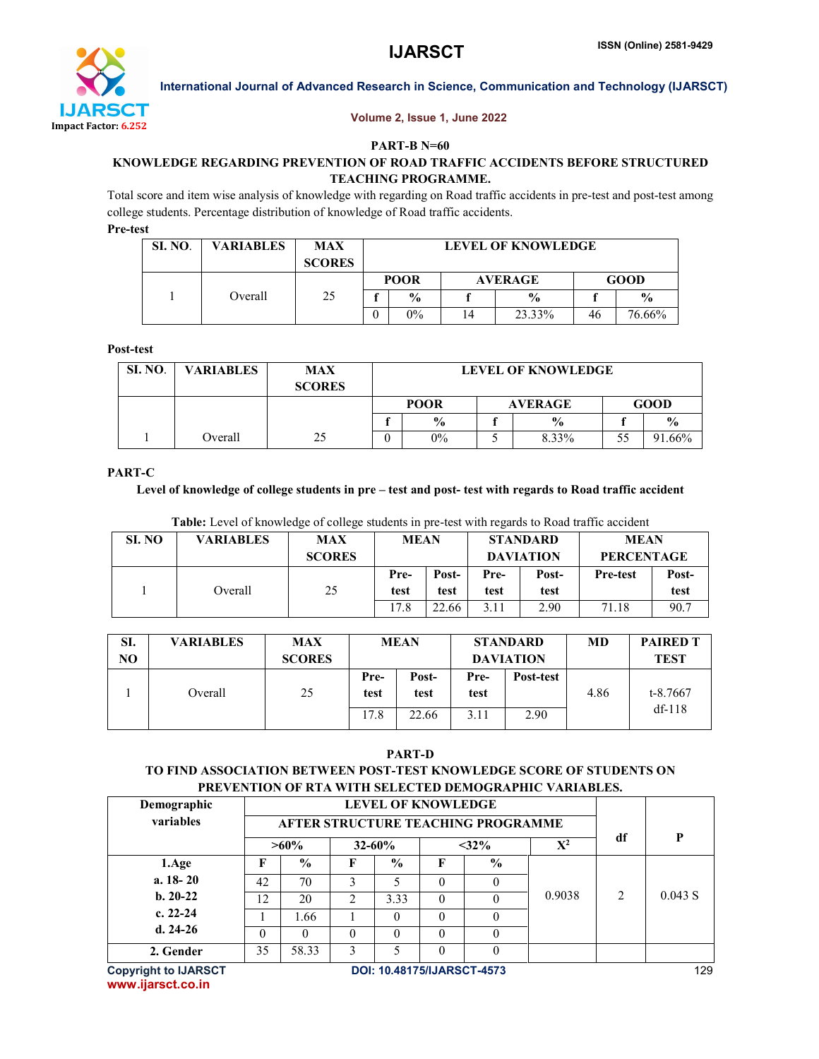**PART-B N=60**

**KNOWLEDGE REGARDING PREVENTION OF ROAD TRAFFIC ACCIDENTS BEFORE STRUCTURED TEACHING PROGRAMME.**

Total score and item wise analysis of knowledge with regarding on Road traffic accidents in pre-test and post-test among college students. Percentage distribution of knowledge of Road traffic accidents.

**Pre-test**

| SI. NO. | VARIABLES | MAX SCORES | LEVEL OF KNOWLEDGE | | | | | |
|---|---|---|---|---|---|---|---|---|
| | | | POOR | | AVERAGE | | GOOD | |
| | | | f | % | f | % | f | % |
| 1 | Overall | 25 | 0 | 0% | 14 | 23.33% | 46 | 76.66% |

**Post-test**

| SI. NO. | VARIABLES | MAX SCORES | LEVEL OF KNOWLEDGE | | | | | |
|---|---|---|---|---|---|---|---|---|
| | | | POOR | | AVERAGE | | GOOD | |
| | | | f | % | f | % | f | % |
| 1 | Overall | 25 | 0 | 0% | 5 | 8.33% | 55 | 91.66% |

**PART-C**

**Level of knowledge of college students in pre – test and post- test with regards to Road traffic accident**

**Table:** Level of knowledge of college students in pre-test with regards to Road traffic accident

| SI. NO | VARIABLES | MAX SCORES | MEAN | | STANDARD DAVIATION | | MEAN PERCENTAGE | |
|---|---|---|---|---|---|---|---|---|
| | | | Pre-test | Post-test | Pre-test | Post-test | Pre-test | Post-test |
| 1 | Overall | 25 | 17.8 | 22.66 | 3.11 | 2.90 | 71.18 | 90.7 |

| SI. NO | VARIABLES | MAX SCORES | MEAN | | STANDARD DAVIATION | | MD | PAIRED T TEST |
|---|---|---|---|---|---|---|---|---|
| | | | Pre-test | Post-test | Pre-test | Post-test | | |
| 1 | Overall | 25 | 17.8 | 22.66 | 3.11 | 2.90 | 4.86 | t-8.7667 df-118 |

**PART-D**

**TO FIND ASSOCIATION BETWEEN POST-TEST KNOWLEDGE SCORE OF STUDENTS ON PREVENTION OF RTA WITH SELECTED DEMOGRAPHIC VARIABLES.**

| Demographic variables | LEVEL OF KNOWLEDGE AFTER STRUCTURE TEACHING PROGRAMME | | | | | | | df | P |
|---|---|---|---|---|---|---|---|---|---|
| | >60% | | 32-60% | | <32% | | $X^2$ | | |
| **1.Age** | F | % | F | % | F | % | | | |
| **a. 18- 20** | 42 | 70 | 3 | 5 | 0 | 0 | 0.9038 | 2 | 0.043 S |
| **b. 20-22** | 12 | 20 | 2 | 3.33 | 0 | 0 | | | |
| **c. 22-24** | 1 | 1.66 | 1 | 0 | 0 | 0 | | | |
| **d. 24-26** | 0 | 0 | 0 | 0 | 0 | 0 | | | |
| **2. Gender** | 35 | 58.33 | 3 | 5 | 0 | 0 | | | |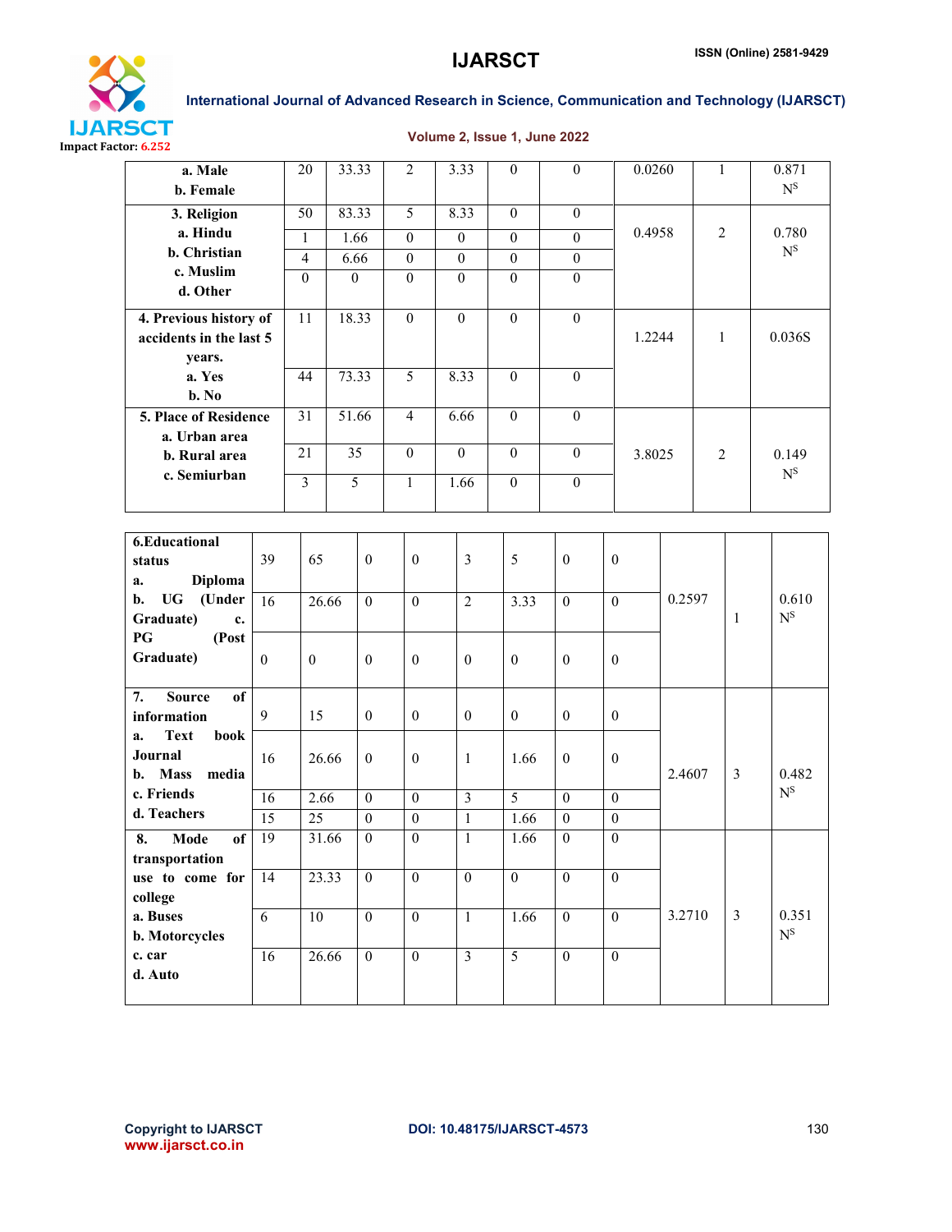| | | | | | | | | | |
|---|---|---|---|---|---|---|---|---|---|
| a. Male<br>b. Female | 20 | 33.33 | 2 | 3.33 | 0 | 0 | 0.0260 | 1 | 0.871 $N^S$ |
| **3. Religion**<br>**a. Hindu** | 50 | 83.33 | 5 | 8.33 | 0 | 0 | 0.4958 | 2 | 0.780 $N^S$ |
| **b. Christian** | 1 | 1.66 | 0 | 0 | 0 | 0 | | | |
| **c. Muslim** | 4 | 6.66 | 0 | 0 | 0 | 0 | | | |
| **d. Other** | 0 | 0 | 0 | 0 | 0 | 0 | | | |
| **4. Previous history of accidents in the last 5 years.**<br>**a. Yes** | 11 | 18.33 | 0 | 0 | 0 | 0 | 1.2244 | 1 | 0.036S |
| **b. No** | 44 | 73.33 | 5 | 8.33 | 0 | 0 | | | |
| **5. Place of Residence**<br>**a. Urban area** | 31 | 51.66 | 4 | 6.66 | 0 | 0 | 3.8025 | 2 | 0.149 $N^S$ |
| **b. Rural area** | 21 | 35 | 0 | 0 | 0 | 0 | | | |
| **c. Semiurban** | 3 | 5 | 1 | 1.66 | 0 | 0 | | | |

| | | | | | | | | | | | |
|---|---|---|---|---|---|---|---|---|---|---|---|
| **6.Educational status**<br>**a. Diploma** | 39 | 65 | 0 | 0 | 3 | 5 | 0 | 0 | 0.2597 | 1 | 0.610 $N^S$ |
| **b. UG (Under Graduate)** | 16 | 26.66 | 0 | 0 | 2 | 3.33 | 0 | 0 | | | |
| **c. PG (Post Graduate)** | 0 | 0 | 0 | 0 | 0 | 0 | 0 | 0 | | | |
| **7. Source of information**<br>**a. Text book Journal** | 9 | 15 | 0 | 0 | 0 | 0 | 0 | 0 | 2.4607 | 3 | 0.482 $N^S$ |
| **b. Mass media** | 16 | 26.66 | 0 | 0 | 1 | 1.66 | 0 | 0 | | | |
| **c. Friends** | 16 | 2.66 | 0 | 0 | 3 | 5 | 0 | 0 | | | |
| **d. Teachers** | 15 | 25 | 0 | 0 | 1 | 1.66 | 0 | 0 | | | |
| **8. Mode of transportation use to come for college**<br>**a. Buses** | 19 | 31.66 | 0 | 0 | 1 | 1.66 | 0 | 0 | 3.2710 | 3 | 0.351 $N^S$ |
| **b. Motorcycles** | 14 | 23.33 | 0 | 0 | 0 | 0 | 0 | 0 | | | |
| **c. car** | 6 | 10 | 0 | 0 | 1 | 1.66 | 0 | 0 | | | |
| **d. Auto** | 16 | 26.66 | 0 | 0 | 3 | 5 | 0 | 0 | | | |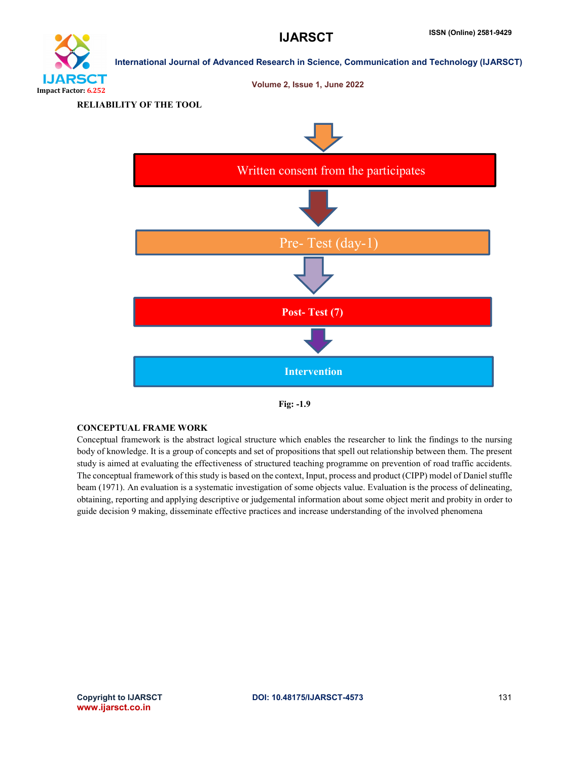**RELIABILITY OF THE TOOL**

Written consent from the participates

Pre- Test (day-1)

**Post- Test (7)**

**Intervention**

**Fig: -1.9**

**CONCEPTUAL FRAME WORK**

Conceptual framework is the abstract logical structure which enables the researcher to link the findings to the nursing body of knowledge. It is a group of concepts and set of propositions that spell out relationship between them. The present study is aimed at evaluating the effectiveness of structured teaching programme on prevention of road traffic accidents. The conceptual framework of this study is based on the context, Input, process and product (CIPP) model of Daniel stuffle beam (1971). An evaluation is a systematic investigation of some objects value. Evaluation is the process of delineating, obtaining, reporting and applying descriptive or judgemental information about some object merit and probity in order to guide decision 9 making, disseminate effective practices and increase understanding of the involved phenomena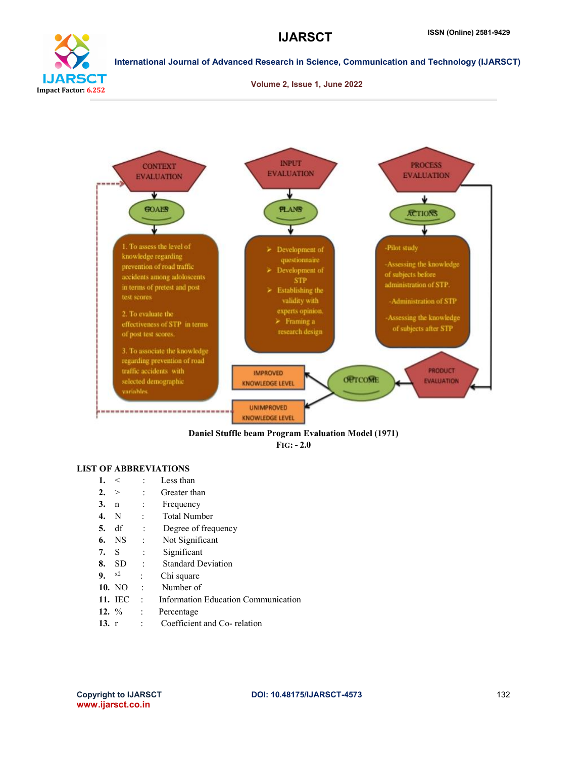CONTEXT EVALUATION

GOALS

1. To assess the level of knowledge regarding prevention of road traffic accidents among adolescents in terms of pretest and post test scores

2. To evaluate the effectiveness of STP in terms of post test scores.

3. To associate the knowledge regarding prevention of road traffic accidents with selected demographic variables

INPUT EVALUATION

PLANS

- Development of questionnaire
- Development of STP
- Establishing the validity with experts opinion.
- Framing a research design

PROCESS EVALUATION

ACTIONS

-Pilot study

-Assessing the knowledge of subjects before administration of STP.

-Administration of STP

-Assessing the knowledge of subjects after STP

PRODUCT EVALUATION

OUTCOME

IMPROVED KNOWLEDGE LEVEL

UNIMPROVED KNOWLEDGE LEVEL

**Daniel Stuffle beam Program Evaluation Model (1971)**

**FIG: - 2.0**

### LIST OF ABBREVIATIONS

| | | | |
|---|---|---|---|
| **1.** | < | : | Less than |
| **2.** | > | : | Greater than |
| **3.** | n | : | Frequency |
| **4.** | N | : | Total Number |
| **5.** | df | : | Degree of frequency |
| **6.** | NS | : | Not Significant |
| **7.** | S | : | Significant |
| **8.** | SD | : | Standard Deviation |
| **9.** | $x^2$ | : | Chi square |
| **10.** | NO | : | Number of |
| **11.** | IEC | : | Information Education Communication |
| **12.** | % | : | Percentage |
| **13.** | r | : | Coefficient and Co- relation |